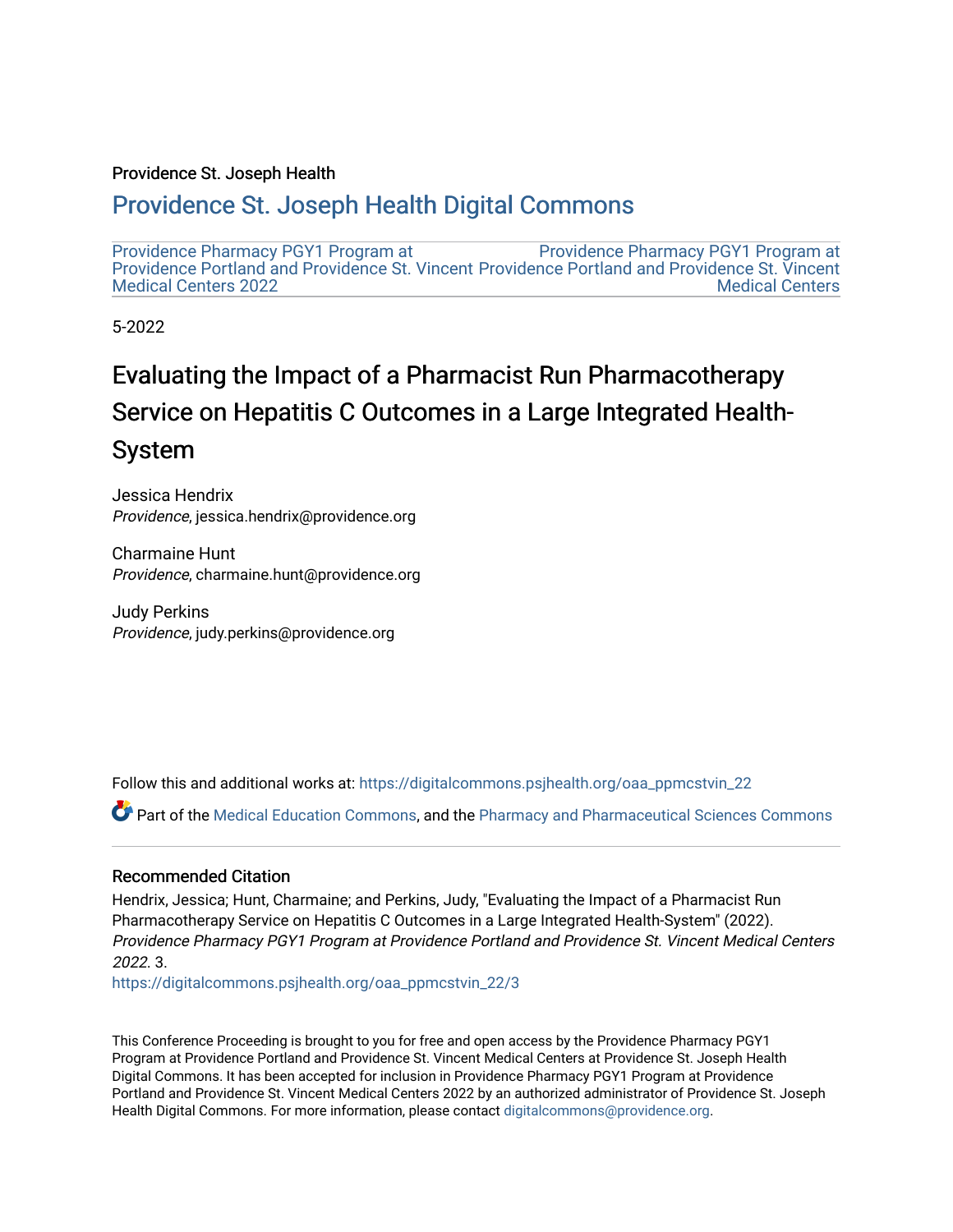Providence St. Joseph Health

## Providence St. Joseph Health Digital Commons

Providence Pharmacy PGY1 Program at Providence Portland and Providence St. Vincent Medical Centers 2022

Providence Pharmacy PGY1 Program at Providence Portland and Providence St. Vincent Medical Centers

5-2022

# Evaluating the Impact of a Pharmacist Run Pharmacotherapy Service on Hepatitis C Outcomes in a Large Integrated Health-System

Jessica Hendrix
*Providence*, jessica.hendrix@providence.org

Charmaine Hunt
*Providence*, charmaine.hunt@providence.org

Judy Perkins
*Providence*, judy.perkins@providence.org

Follow this and additional works at: https://digitalcommons.psjhealth.org/oaa_ppmcstvin_22

Part of the Medical Education Commons, and the Pharmacy and Pharmaceutical Sciences Commons

### Recommended Citation

Hendrix, Jessica; Hunt, Charmaine; and Perkins, Judy, "Evaluating the Impact of a Pharmacist Run Pharmacotherapy Service on Hepatitis C Outcomes in a Large Integrated Health-System" (2022). *Providence Pharmacy PGY1 Program at Providence Portland and Providence St. Vincent Medical Centers 2022*. 3.
https://digitalcommons.psjhealth.org/oaa_ppmcstvin_22/3

This Conference Proceeding is brought to you for free and open access by the Providence Pharmacy PGY1 Program at Providence Portland and Providence St. Vincent Medical Centers at Providence St. Joseph Health Digital Commons. It has been accepted for inclusion in Providence Pharmacy PGY1 Program at Providence Portland and Providence St. Vincent Medical Centers 2022 by an authorized administrator of Providence St. Joseph Health Digital Commons. For more information, please contact digitalcommons@providence.org.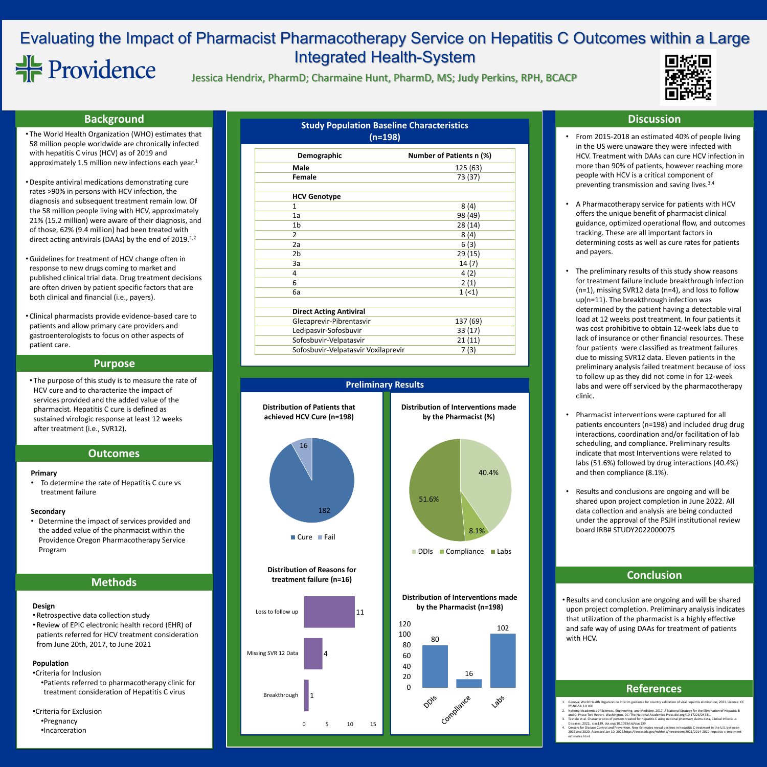# Evaluating the Impact of Pharmacist Pharmacotherapy Service on Hepatitis C Outcomes within a Large Integrated Health-System

Providence

Jessica Hendrix, PharmD; Charmaine Hunt, PharmD, MS; Judy Perkins, RPH, BCACP

## Background

- The World Health Organization (WHO) estimates that 58 million people worldwide are chronically infected with hepatitis C virus (HCV) as of 2019 and approximately 1.5 million new infections each year.[1]
- Despite antiviral medications demonstrating cure rates >90% in persons with HCV infection, the diagnosis and subsequent treatment remain low. Of the 58 million people living with HCV, approximately 21% (15.2 million) were aware of their diagnosis, and of those, 62% (9.4 million) had been treated with direct acting antivirals (DAAs) by the end of 2019.[1,2]
- Guidelines for treatment of HCV change often in response to new drugs coming to market and published clinical trial data. Drug treatment decisions are often driven by patient specific factors that are both clinical and financial (i.e., payers).
- Clinical pharmacists provide evidence-based care to patients and allow primary care providers and gastroenterologists to focus on other aspects of patient care.

## Purpose

- The purpose of this study is to measure the rate of HCV cure and to characterize the impact of services provided and the added value of the pharmacist. Hepatitis C cure is defined as sustained virologic response at least 12 weeks after treatment (i.e., SVR12).

## Outcomes

**Primary**

- To determine the rate of Hepatitis C cure vs treatment failure

**Secondary**

- Determine the impact of services provided and the added value of the pharmacist within the Providence Oregon Pharmacotherapy Service Program

## Methods

**Design**

- Retrospective data collection study
- Review of EPIC electronic health record (EHR) of patients referred for HCV treatment consideration from June 20th, 2017, to June 2021

**Population**

- Criteria for Inclusion
  - Patients referred to pharmacotherapy clinic for treatment consideration of Hepatitis C virus
- Criteria for Exclusion
  - Pregnancy
  - Incarceration

## Study Population Baseline Characteristics (n=198)

| Demographic | Number of Patients n (%) |
|---|---|
| **Male** | 125 (63) |
| **Female** | 73 (37) |
| | |
| **HCV Genotype** | |
| 1 | 8 (4) |
| 1a | 98 (49) |
| 1b | 28 (14) |
| 2 | 8 (4) |
| 2a | 6 (3) |
| 2b | 29 (15) |
| 3a | 14 (7) |
| 4 | 4 (2) |
| 6 | 2 (1) |
| 6a | 1 (<1) |
| | |
| **Direct Acting Antiviral** | |
| Glecaprevir-Pibrentasvir | 137 (69) |
| Ledipasvir-Sofosbuvir | 33 (17) |
| Sofosbuvir-Velpatasvir | 21 (11) |
| Sofosbuvir-Velpatasvir Voxilaprevir | 7 (3) |

## Preliminary Results

**Distribution of Patients that achieved HCV Cure (n=198)**

16
182
Cure Fail

**Distribution of Interventions made by the Pharmacist (%)**

40.4%
8.1%
51.6%
DDIs Compliance Labs

**Distribution of Reasons for treatment failure (n=16)**

Loss to follow up 11
Missing SVR 12 Data 4
Breakthrough 1
0 5 10 15

**Distribution of Interventions made by the Pharmacist (n=198)**

120 100 80 60 40 20 0
DDIs 80
Compliance 16
Labs 102

## Discussion

- From 2015-2018 an estimated 40% of people living in the US were unaware they were infected with HCV. Treatment with DAAs can cure HCV infection in more than 90% of patients, however reaching more people with HCV is a critical component of preventing transmission and saving lives.[3,4]
- A Pharmacotherapy service for patients with HCV offers the unique benefit of pharmacist clinical guidance, optimized operational flow, and outcomes tracking. These are all important factors in determining costs as well as cure rates for patients and payers.
- The preliminary results of this study show reasons for treatment failure include breakthrough infection (n=1), missing SVR12 data (n=4), and loss to follow up(n=11). The breakthrough infection was determined by the patient having a detectable viral load at 12 weeks post treatment. In four patients it was cost prohibitive to obtain 12-week labs due to lack of insurance or other financial resources. These four patients were classified as treatment failures due to missing SVR12 data. Eleven patients in the preliminary analysis failed treatment because of loss to follow up as they did not come in for 12-week labs and were off serviced by the pharmacotherapy clinic.
- Pharmacist interventions were captured for all patients encounters (n=198) and included drug drug interactions, coordination and/or facilitation of lab scheduling, and compliance. Preliminary results indicate that most Interventions were related to labs (51.6%) followed by drug interactions (40.4%) and then compliance (8.1%).
- Results and conclusions are ongoing and will be shared upon project completion in June 2022. All data collection and analysis are being conducted under the approval of the PSJH institutional review board IRB# STUDY2022000075

## Conclusion

- Results and conclusion are ongoing and will be shared upon project completion. Preliminary analysis indicates that utilization of the pharmacist is a highly effective and safe way of using DAAs for treatment of patients with HCV.

## References

1. Geneva: World Health Organization Interim guidance for country validation of viral hepatitis elimination; 2021. Licence: CC BY-NC-SA 3.0 IGO
2. National Academies of Sciences, Engineering, and Medicine. 2017. A National Strategy for the Elimination of Hepatitis B and C: Phase Two Report. Washington, DC: The National Academies Press.doi.org/10.17226/24731.
3. Teshale et al. Characteristics of persons treated for hepatitis C using national pharmacy claims data, Clinical Infectious Diseases, 2022;, ciac139, doi.org/10.1093/cid/ciac139
4. Centers for Disease Control and Prevention. New Estimates reveal declines in hepatitis C treatment in the U.S. between 2015 and 2020. Accessed Jan 10, 2022.https://www.cdc.gov/nchhstp/newsroom/2021/2014-2020-hepatitis-c-treatment-estimates.html